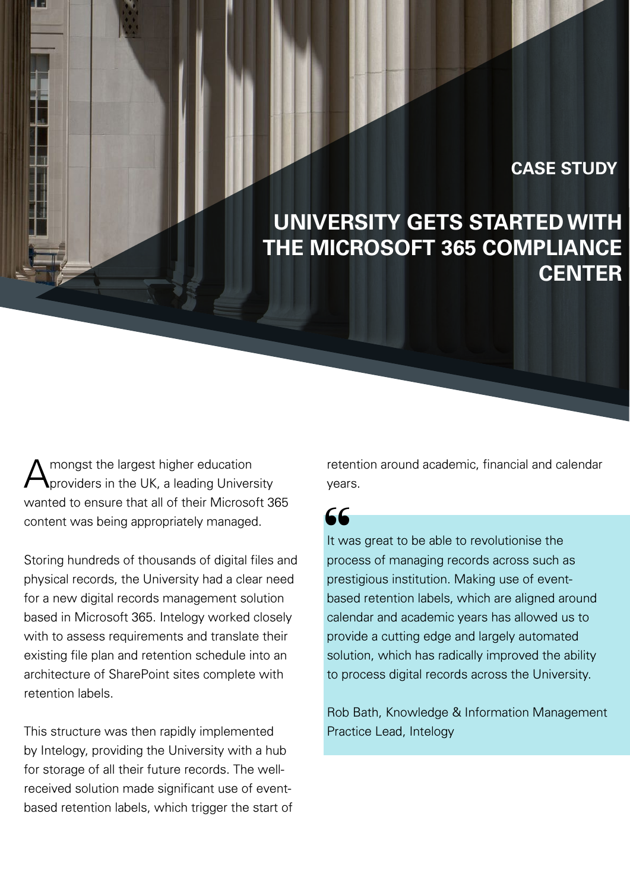**CASE STUDY**

# UNIVERSITY GETS STARTED WITH THE MICROSOFT 365 COMPLIANCE CENTER

Amongst the largest higher education providers in the UK, a leading University wanted to ensure that all of their Microsoft 365 content was being appropriately managed.

Storing hundreds of thousands of digital files and physical records, the University had a clear need for a new digital records management solution based in Microsoft 365. Intelogy worked closely with to assess requirements and translate their existing file plan and retention schedule into an architecture of SharePoint sites complete with retention labels.

This structure was then rapidly implemented by Intelogy, providing the University with a hub for storage of all their future records. The well-received solution made significant use of event-based retention labels, which trigger the start of retention around academic, financial and calendar years.

> “
>
> It was great to be able to revolutionise the process of managing records across such as prestigious institution. Making use of event-based retention labels, which are aligned around calendar and academic years has allowed us to provide a cutting edge and largely automated solution, which has radically improved the ability to process digital records across the University.
>
> Rob Bath, Knowledge & Information Management Practice Lead, Intelogy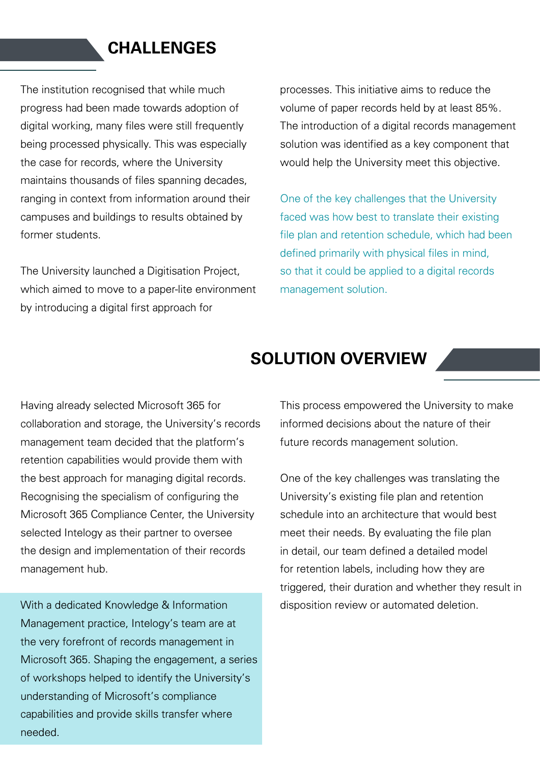## CHALLENGES

The institution recognised that while much progress had been made towards adoption of digital working, many files were still frequently being processed physically. This was especially the case for records, where the University maintains thousands of files spanning decades, ranging in context from information around their campuses and buildings to results obtained by former students.

The University launched a Digitisation Project, which aimed to move to a paper-lite environment by introducing a digital first approach for processes. This initiative aims to reduce the volume of paper records held by at least 85%. The introduction of a digital records management solution was identified as a key component that would help the University meet this objective.

One of the key challenges that the University faced was how best to translate their existing file plan and retention schedule, which had been defined primarily with physical files in mind, so that it could be applied to a digital records management solution.

## SOLUTION OVERVIEW

Having already selected Microsoft 365 for collaboration and storage, the University's records management team decided that the platform's retention capabilities would provide them with the best approach for managing digital records. Recognising the specialism of configuring the Microsoft 365 Compliance Center, the University selected Intelogy as their partner to oversee the design and implementation of their records management hub.

With a dedicated Knowledge & Information Management practice, Intelogy's team are at the very forefront of records management in Microsoft 365. Shaping the engagement, a series of workshops helped to identify the University's understanding of Microsoft's compliance capabilities and provide skills transfer where needed.

This process empowered the University to make informed decisions about the nature of their future records management solution.

One of the key challenges was translating the University's existing file plan and retention schedule into an architecture that would best meet their needs. By evaluating the file plan in detail, our team defined a detailed model for retention labels, including how they are triggered, their duration and whether they result in disposition review or automated deletion.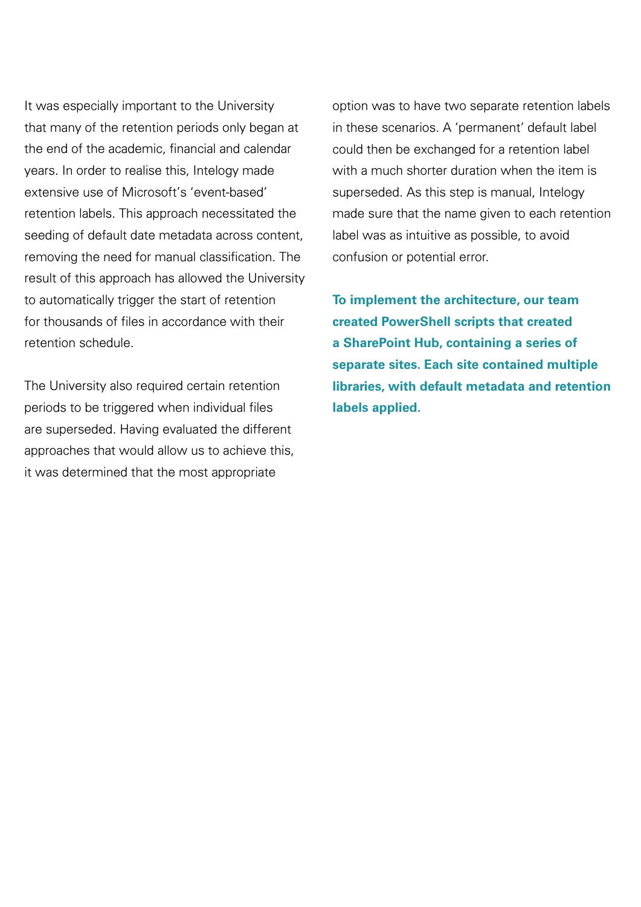It was especially important to the University that many of the retention periods only began at the end of the academic, financial and calendar years. In order to realise this, Intelogy made extensive use of Microsoft's 'event-based' retention labels. This approach necessitated the seeding of default date metadata across content, removing the need for manual classification. The result of this approach has allowed the University to automatically trigger the start of retention for thousands of files in accordance with their retention schedule.

The University also required certain retention periods to be triggered when individual files are superseded. Having evaluated the different approaches that would allow us to achieve this, it was determined that the most appropriate option was to have two separate retention labels in these scenarios. A 'permanent' default label could then be exchanged for a retention label with a much shorter duration when the item is superseded. As this step is manual, Intelogy made sure that the name given to each retention label was as intuitive as possible, to avoid confusion or potential error.

**To implement the architecture, our team created PowerShell scripts that created a SharePoint Hub, containing a series of separate sites. Each site contained multiple libraries, with default metadata and retention labels applied.**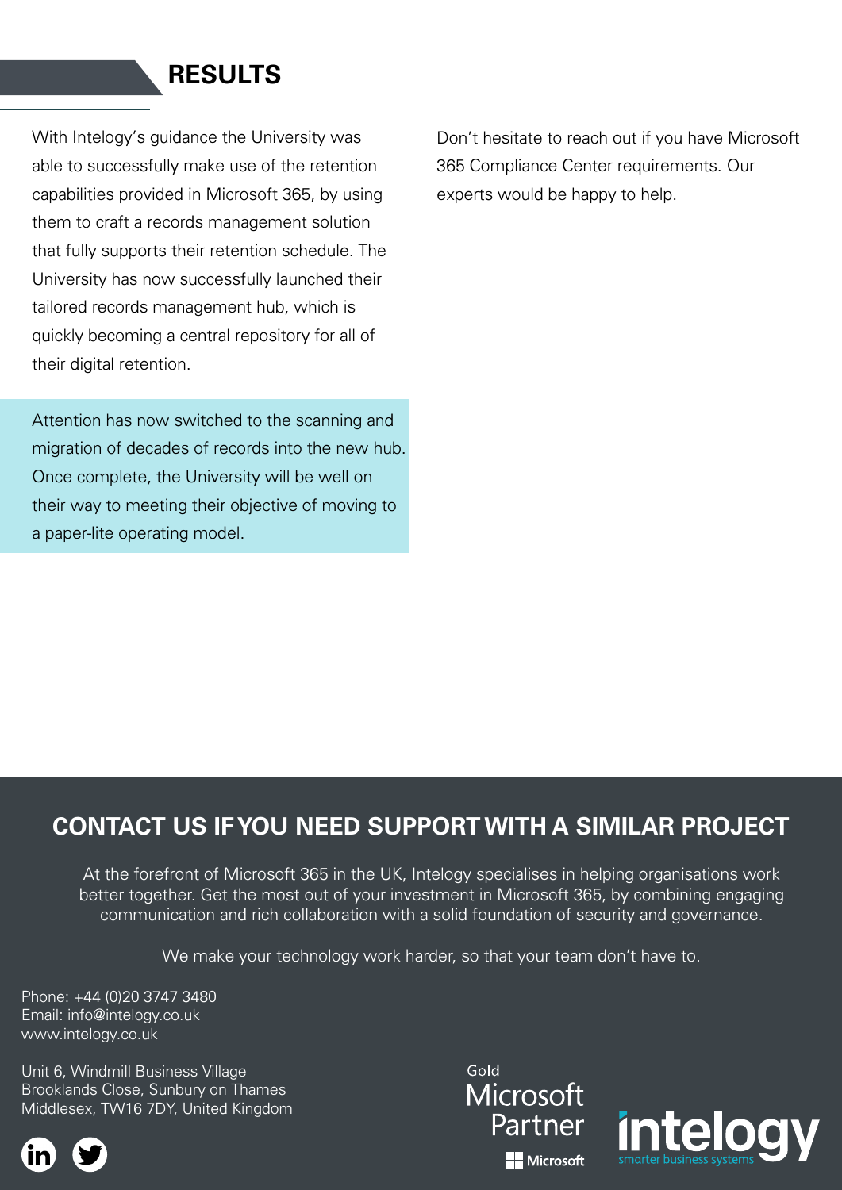## RESULTS

With Intelogy's guidance the University was able to successfully make use of the retention capabilities provided in Microsoft 365, by using them to craft a records management solution that fully supports their retention schedule. The University has now successfully launched their tailored records management hub, which is quickly becoming a central repository for all of their digital retention.

Attention has now switched to the scanning and migration of decades of records into the new hub. Once complete, the University will be well on their way to meeting their objective of moving to a paper-lite operating model.

Don't hesitate to reach out if you have Microsoft 365 Compliance Center requirements. Our experts would be happy to help.

## CONTACT US IF YOU NEED SUPPORT WITH A SIMILAR PROJECT

At the forefront of Microsoft 365 in the UK, Intelogy specialises in helping organisations work better together. Get the most out of your investment in Microsoft 365, by combining engaging communication and rich collaboration with a solid foundation of security and governance.

We make your technology work harder, so that your team don't have to.

Phone: +44 (0)20 3747 3480
Email: info@intelogy.co.uk
www.intelogy.co.uk

Unit 6, Windmill Business Village
Brooklands Close, Sunbury on Thames
Middlesex, TW16 7DY, United Kingdom

Gold Microsoft Partner

intelogy smarter business systems